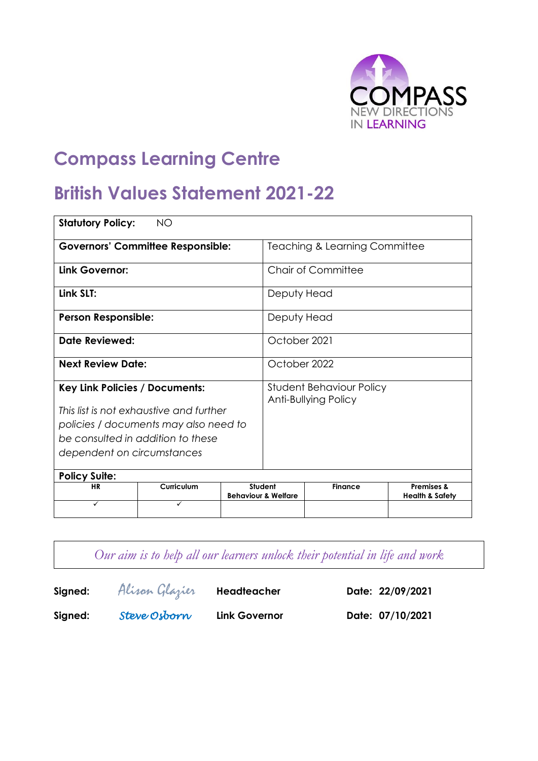COMPASS
NEW DIRECTIONS
IN LEARNING

# Compass Learning Centre

# British Values Statement 2021-22

| | |
|---|---|
| **Statutory Policy:** NO | |
| **Governors' Committee Responsible:** | Teaching & Learning Committee |
| **Link Governor:** | Chair of Committee |
| **Link SLT:** | Deputy Head |
| **Person Responsible:** | Deputy Head |
| **Date Reviewed:** | October 2021 |
| **Next Review Date:** | October 2022 |
| **Key Link Policies / Documents:** *This list is not exhaustive and further policies / documents may also need to be consulted in addition to these dependent on circumstances* | Student Behaviour Policy<br>Anti-Bullying Policy |

**Policy Suite:**

| HR | Curriculum | Student Behaviour & Welfare | Finance | Premises & Health & Safety |
|---|---|---|---|---|
| ✓ | ✓ | | | |

*Our aim is to help all our learners unlock their potential in life and work*

**Signed:** Alison Glazier **Headteacher** **Date: 22/09/2021**

**Signed:** Steve Osborn **Link Governor** **Date: 07/10/2021**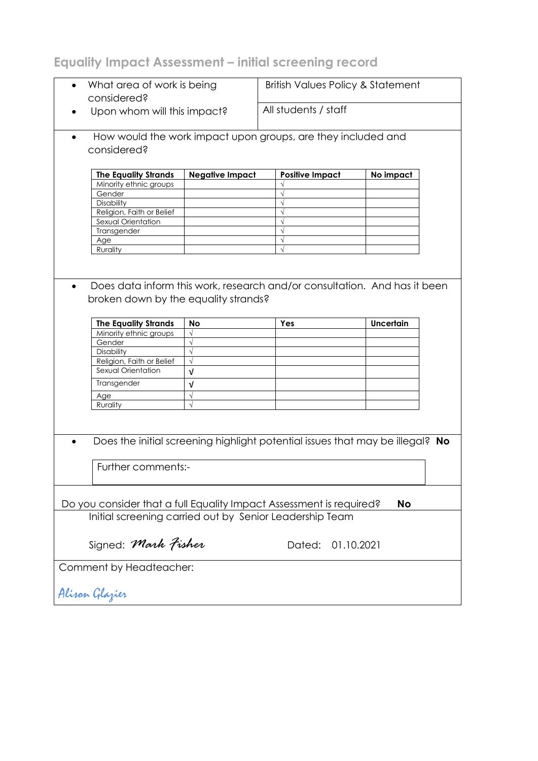## Equality Impact Assessment – initial screening record

| | |
|---|---|
| • What area of work is being considered? | British Values Policy & Statement |
| • Upon whom will this impact? | All students / staff |

- How would the work impact upon groups, are they included and considered?

| The Equality Strands | Negative Impact | Positive Impact | No impact |
|---|---|---|---|
| Minority ethnic groups | | √ | |
| Gender | | √ | |
| Disability | | √ | |
| Religion, Faith or Belief | | √ | |
| Sexual Orientation | | √ | |
| Transgender | | √ | |
| Age | | √ | |
| Rurality | | √ | |

- Does data inform this work, research and/or consultation. And has it been broken down by the equality strands?

| The Equality Strands | No | Yes | Uncertain |
|---|---|---|---|
| Minority ethnic groups | √ | | |
| Gender | √ | | |
| Disability | √ | | |
| Religion, Faith or Belief | √ | | |
| Sexual Orientation | √ | | |
| Transgender | √ | | |
| Age | √ | | |
| Rurality | √ | | |

- Does the initial screening highlight potential issues that may be illegal? **No**

Further comments:-

Do you consider that a full Equality Impact Assessment is required? **No**

Initial screening carried out by Senior Leadership Team

Signed: *Mark Fisher* Dated: 01.10.2021

Comment by Headteacher:

*Alison Glazier*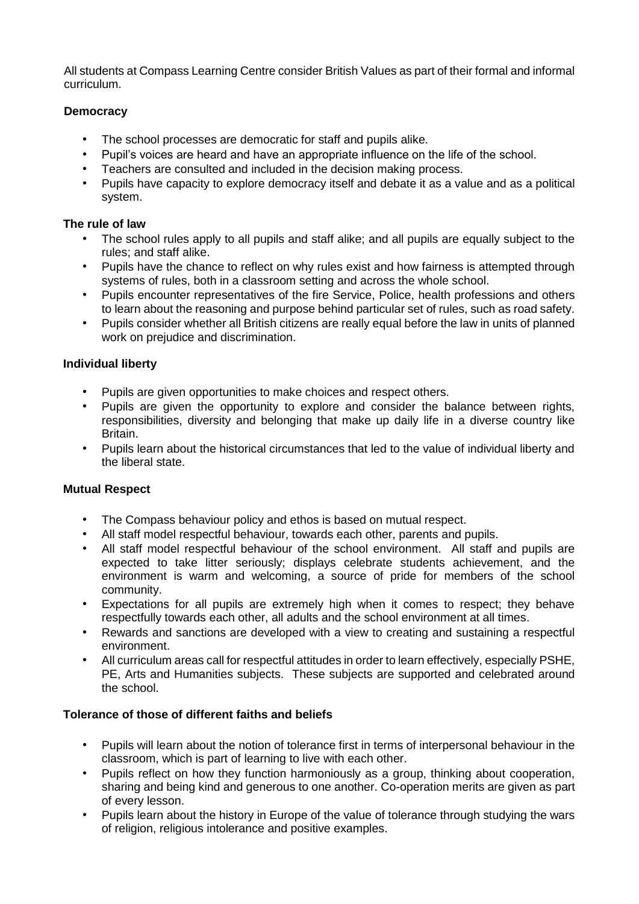All students at Compass Learning Centre consider British Values as part of their formal and informal curriculum.

**Democracy**

- The school processes are democratic for staff and pupils alike.
- Pupil's voices are heard and have an appropriate influence on the life of the school.
- Teachers are consulted and included in the decision making process.
- Pupils have capacity to explore democracy itself and debate it as a value and as a political system.

**The rule of law**

- The school rules apply to all pupils and staff alike; and all pupils are equally subject to the rules; and staff alike.
- Pupils have the chance to reflect on why rules exist and how fairness is attempted through systems of rules, both in a classroom setting and across the whole school.
- Pupils encounter representatives of the fire Service, Police, health professions and others to learn about the reasoning and purpose behind particular set of rules, such as road safety.
- Pupils consider whether all British citizens are really equal before the law in units of planned work on prejudice and discrimination.

**Individual liberty**

- Pupils are given opportunities to make choices and respect others.
- Pupils are given the opportunity to explore and consider the balance between rights, responsibilities, diversity and belonging that make up daily life in a diverse country like Britain.
- Pupils learn about the historical circumstances that led to the value of individual liberty and the liberal state.

**Mutual Respect**

- The Compass behaviour policy and ethos is based on mutual respect.
- All staff model respectful behaviour, towards each other, parents and pupils.
- All staff model respectful behaviour of the school environment. All staff and pupils are expected to take litter seriously; displays celebrate students achievement, and the environment is warm and welcoming, a source of pride for members of the school community.
- Expectations for all pupils are extremely high when it comes to respect; they behave respectfully towards each other, all adults and the school environment at all times.
- Rewards and sanctions are developed with a view to creating and sustaining a respectful environment.
- All curriculum areas call for respectful attitudes in order to learn effectively, especially PSHE, PE, Arts and Humanities subjects. These subjects are supported and celebrated around the school.

**Tolerance of those of different faiths and beliefs**

- Pupils will learn about the notion of tolerance first in terms of interpersonal behaviour in the classroom, which is part of learning to live with each other.
- Pupils reflect on how they function harmoniously as a group, thinking about cooperation, sharing and being kind and generous to one another. Co-operation merits are given as part of every lesson.
- Pupils learn about the history in Europe of the value of tolerance through studying the wars of religion, religious intolerance and positive examples.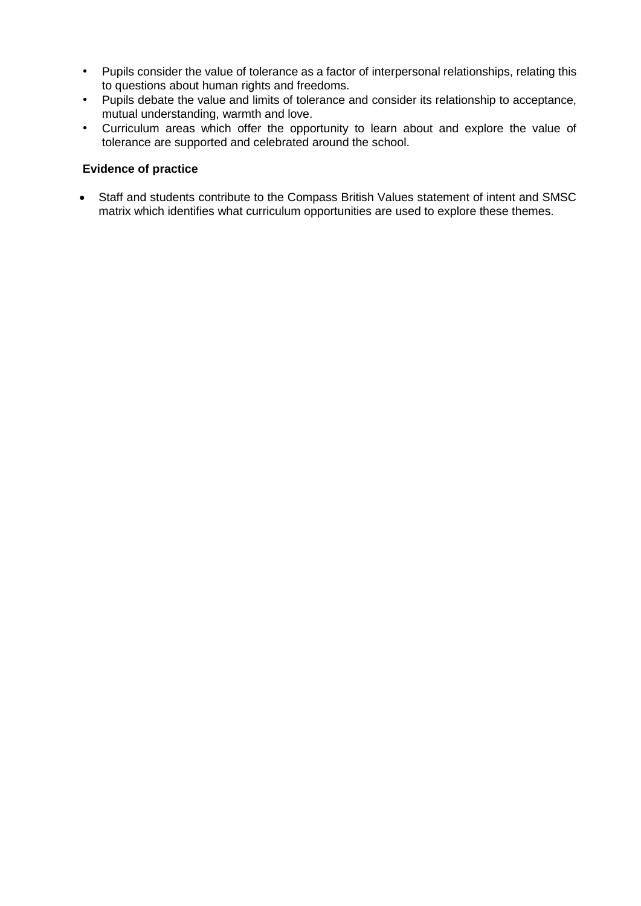- Pupils consider the value of tolerance as a factor of interpersonal relationships, relating this to questions about human rights and freedoms.
- Pupils debate the value and limits of tolerance and consider its relationship to acceptance, mutual understanding, warmth and love.
- Curriculum areas which offer the opportunity to learn about and explore the value of tolerance are supported and celebrated around the school.

**Evidence of practice**

- Staff and students contribute to the Compass British Values statement of intent and SMSC matrix which identifies what curriculum opportunities are used to explore these themes.